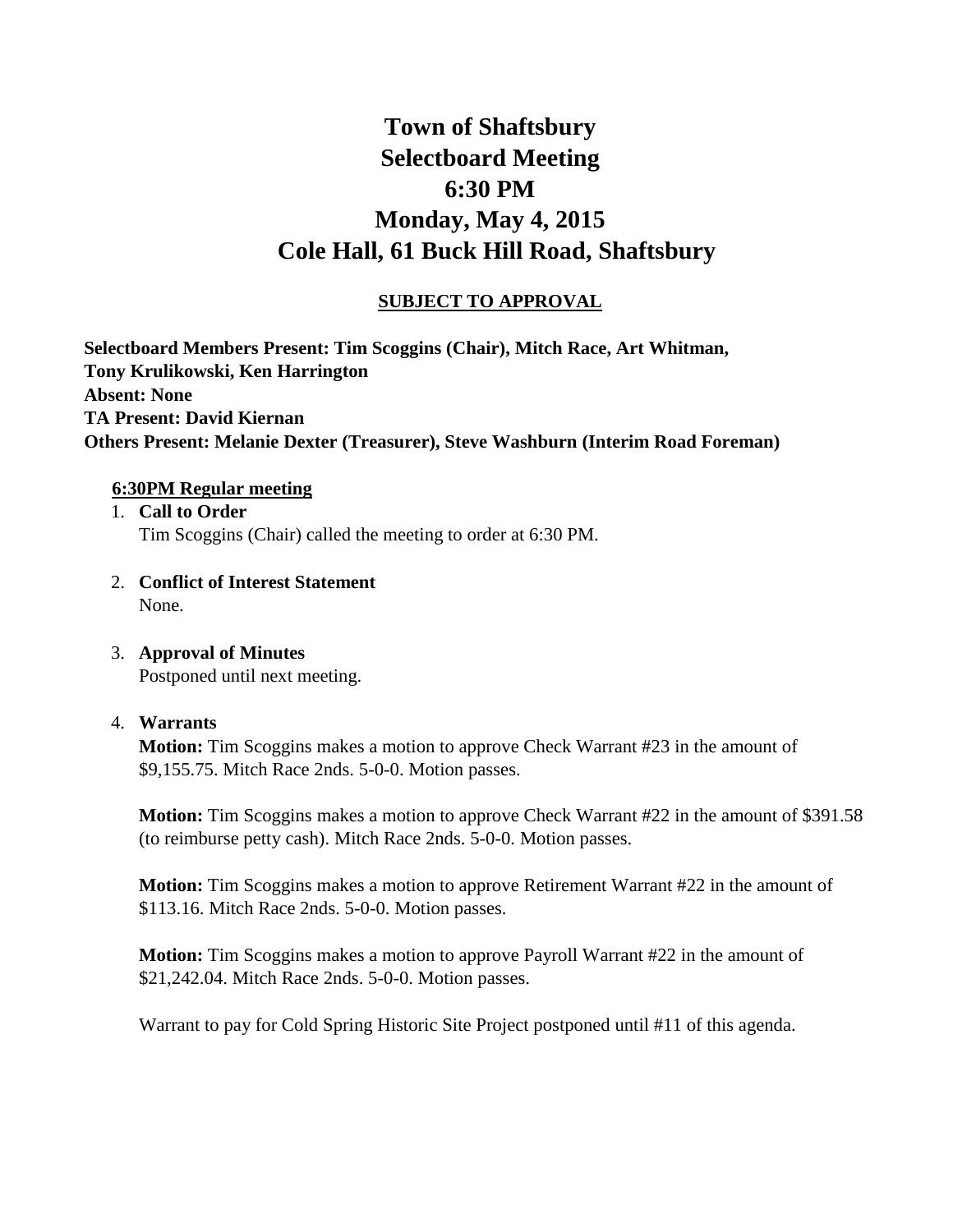# Town of Shaftsbury
# Selectboard Meeting
# 6:30 PM
# Monday, May 4, 2015
# Cole Hall, 61 Buck Hill Road, Shaftsbury

**SUBJECT TO APPROVAL**

**Selectboard Members Present: Tim Scoggins (Chair), Mitch Race, Art Whitman, Tony Krulikowski, Ken Harrington**
**Absent: None**
**TA Present: David Kiernan**
**Others Present: Melanie Dexter (Treasurer), Steve Washburn (Interim Road Foreman)**

**6:30PM Regular meeting**

1. **Call to Order**
   Tim Scoggins (Chair) called the meeting to order at 6:30 PM.

2. **Conflict of Interest Statement**
   None.

3. **Approval of Minutes**
   Postponed until next meeting.

4. **Warrants**
   **Motion:** Tim Scoggins makes a motion to approve Check Warrant #23 in the amount of $9,155.75. Mitch Race 2nds. 5-0-0. Motion passes.

   **Motion:** Tim Scoggins makes a motion to approve Check Warrant #22 in the amount of $391.58 (to reimburse petty cash). Mitch Race 2nds. 5-0-0. Motion passes.

   **Motion:** Tim Scoggins makes a motion to approve Retirement Warrant #22 in the amount of $113.16. Mitch Race 2nds. 5-0-0. Motion passes.

   **Motion:** Tim Scoggins makes a motion to approve Payroll Warrant #22 in the amount of $21,242.04. Mitch Race 2nds. 5-0-0. Motion passes.

   Warrant to pay for Cold Spring Historic Site Project postponed until #11 of this agenda.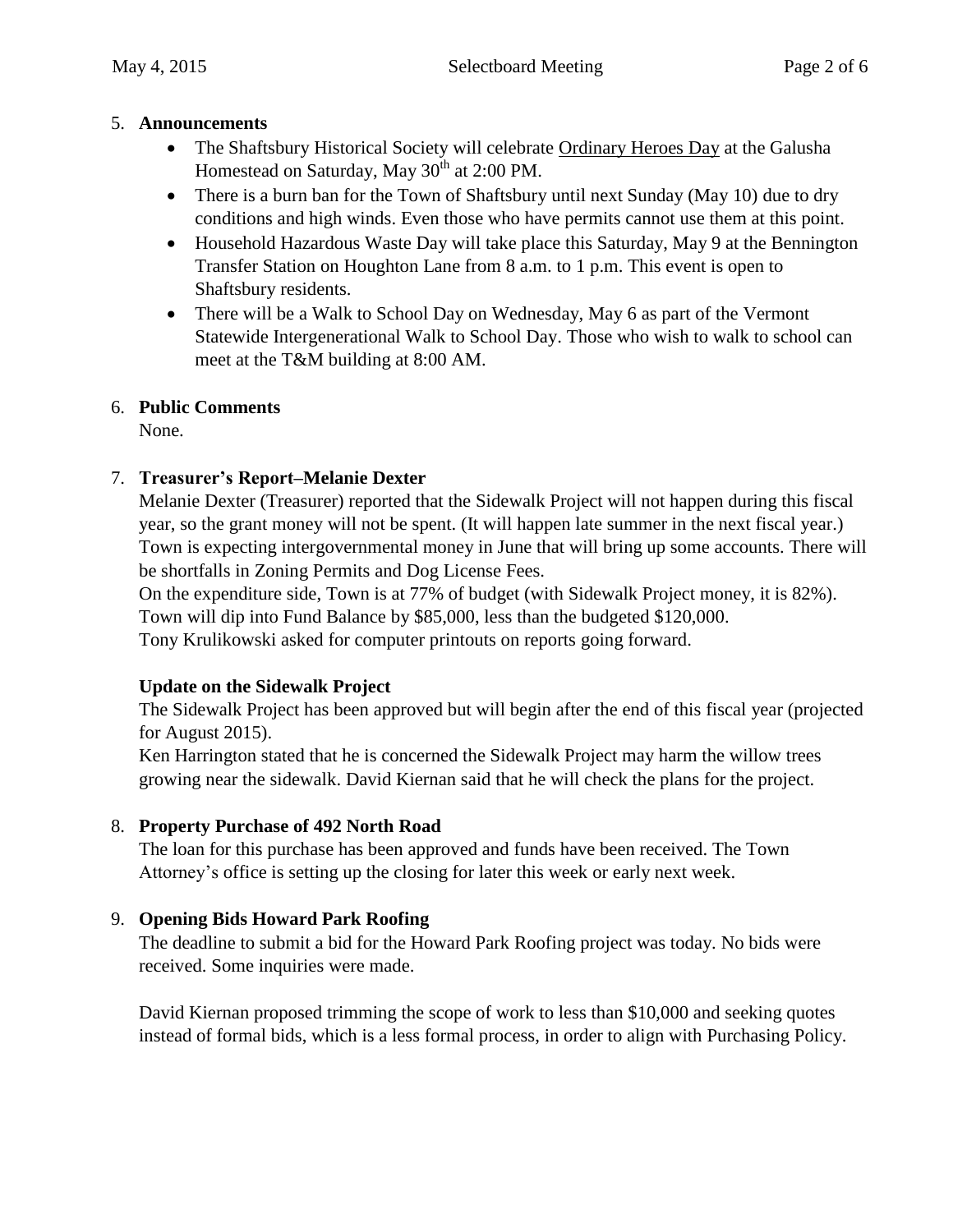5. **Announcements**
   - The Shaftsbury Historical Society will celebrate Ordinary Heroes Day at the Galusha Homestead on Saturday, May 30th at 2:00 PM.
   - There is a burn ban for the Town of Shaftsbury until next Sunday (May 10) due to dry conditions and high winds. Even those who have permits cannot use them at this point.
   - Household Hazardous Waste Day will take place this Saturday, May 9 at the Bennington Transfer Station on Houghton Lane from 8 a.m. to 1 p.m. This event is open to Shaftsbury residents.
   - There will be a Walk to School Day on Wednesday, May 6 as part of the Vermont Statewide Intergenerational Walk to School Day. Those who wish to walk to school can meet at the T&M building at 8:00 AM.

6. **Public Comments**

   None.

7. **Treasurer's Report–Melanie Dexter**

   Melanie Dexter (Treasurer) reported that the Sidewalk Project will not happen during this fiscal year, so the grant money will not be spent. (It will happen late summer in the next fiscal year.) Town is expecting intergovernmental money in June that will bring up some accounts. There will be shortfalls in Zoning Permits and Dog License Fees.

   On the expenditure side, Town is at 77% of budget (with Sidewalk Project money, it is 82%). Town will dip into Fund Balance by $85,000, less than the budgeted $120,000.

   Tony Krulikowski asked for computer printouts on reports going forward.

   **Update on the Sidewalk Project**

   The Sidewalk Project has been approved but will begin after the end of this fiscal year (projected for August 2015).

   Ken Harrington stated that he is concerned the Sidewalk Project may harm the willow trees growing near the sidewalk. David Kiernan said that he will check the plans for the project.

8. **Property Purchase of 492 North Road**

   The loan for this purchase has been approved and funds have been received. The Town Attorney's office is setting up the closing for later this week or early next week.

9. **Opening Bids Howard Park Roofing**

   The deadline to submit a bid for the Howard Park Roofing project was today. No bids were received. Some inquiries were made.

   David Kiernan proposed trimming the scope of work to less than $10,000 and seeking quotes instead of formal bids, which is a less formal process, in order to align with Purchasing Policy.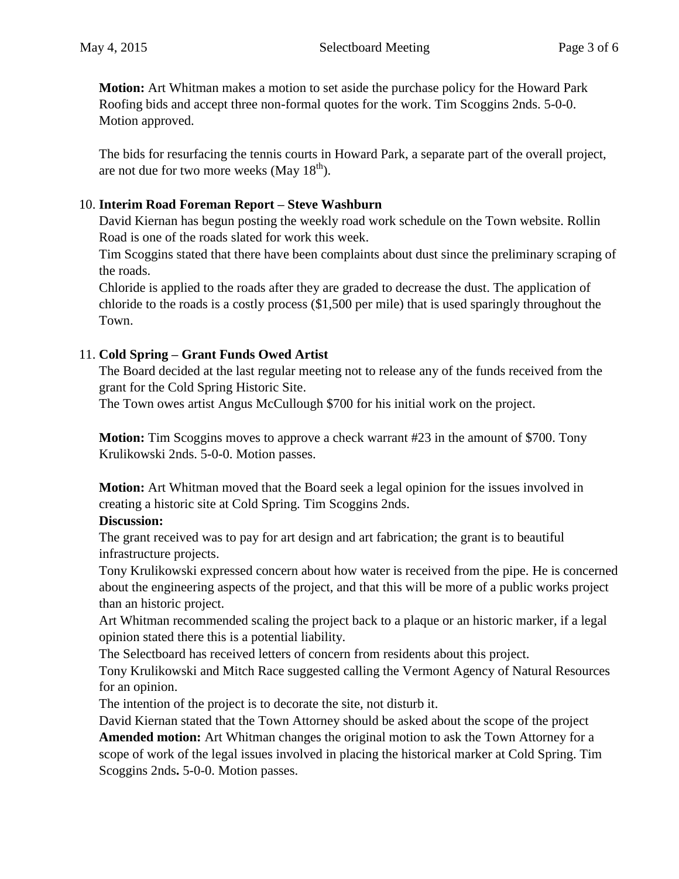**Motion:** Art Whitman makes a motion to set aside the purchase policy for the Howard Park Roofing bids and accept three non-formal quotes for the work. Tim Scoggins 2nds. 5-0-0. Motion approved.

The bids for resurfacing the tennis courts in Howard Park, a separate part of the overall project, are not due for two more weeks (May 18th).

10. **Interim Road Foreman Report – Steve Washburn**

David Kiernan has begun posting the weekly road work schedule on the Town website. Rollin Road is one of the roads slated for work this week.

Tim Scoggins stated that there have been complaints about dust since the preliminary scraping of the roads.

Chloride is applied to the roads after they are graded to decrease the dust. The application of chloride to the roads is a costly process ($1,500 per mile) that is used sparingly throughout the Town.

11. **Cold Spring – Grant Funds Owed Artist**

The Board decided at the last regular meeting not to release any of the funds received from the grant for the Cold Spring Historic Site.

The Town owes artist Angus McCullough $700 for his initial work on the project.

**Motion:** Tim Scoggins moves to approve a check warrant #23 in the amount of $700. Tony Krulikowski 2nds. 5-0-0. Motion passes.

**Motion:** Art Whitman moved that the Board seek a legal opinion for the issues involved in creating a historic site at Cold Spring. Tim Scoggins 2nds.

**Discussion:**

The grant received was to pay for art design and art fabrication; the grant is to beautiful infrastructure projects.

Tony Krulikowski expressed concern about how water is received from the pipe. He is concerned about the engineering aspects of the project, and that this will be more of a public works project than an historic project.

Art Whitman recommended scaling the project back to a plaque or an historic marker, if a legal opinion stated there this is a potential liability.

The Selectboard has received letters of concern from residents about this project.

Tony Krulikowski and Mitch Race suggested calling the Vermont Agency of Natural Resources for an opinion.

The intention of the project is to decorate the site, not disturb it.

David Kiernan stated that the Town Attorney should be asked about the scope of the project

**Amended motion:** Art Whitman changes the original motion to ask the Town Attorney for a scope of work of the legal issues involved in placing the historical marker at Cold Spring. Tim Scoggins 2nds**.** 5-0-0. Motion passes.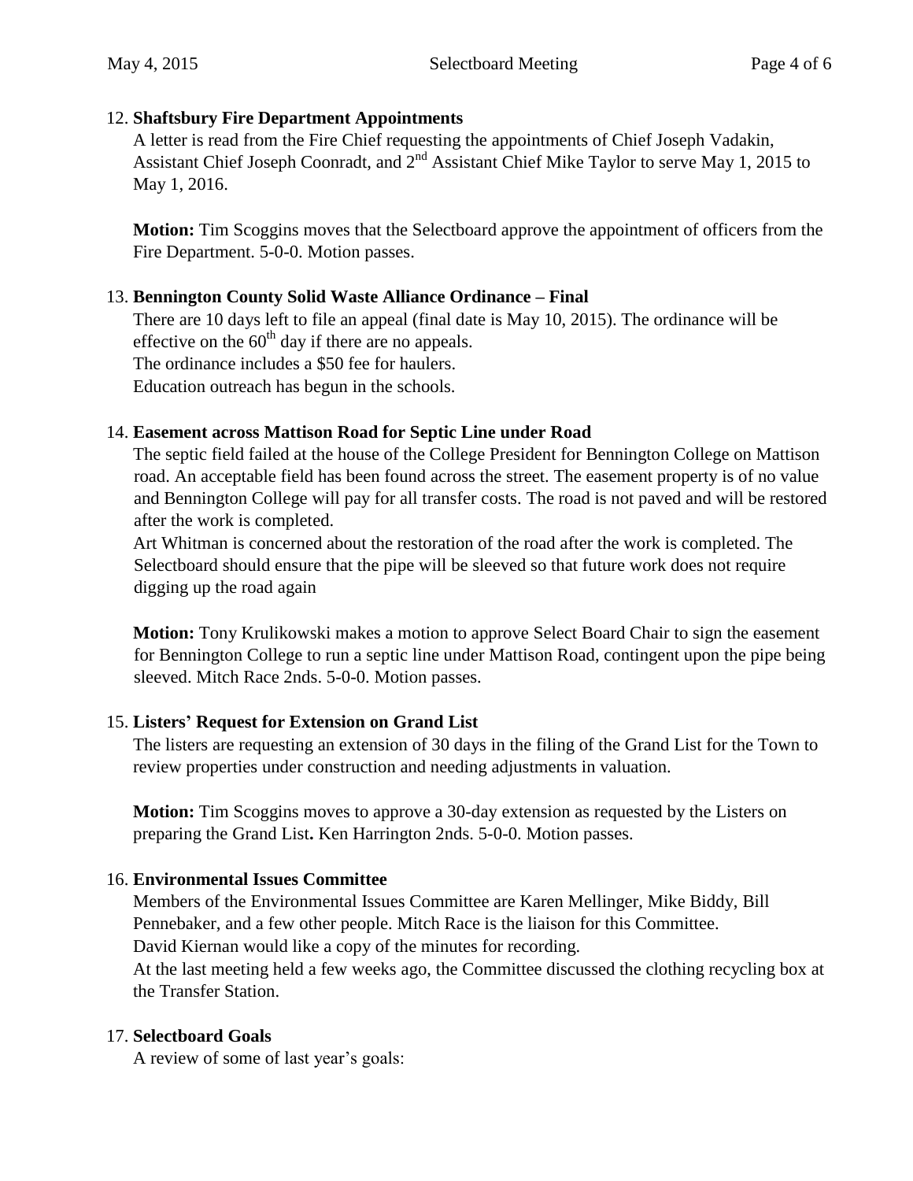12. **Shaftsbury Fire Department Appointments**

   A letter is read from the Fire Chief requesting the appointments of Chief Joseph Vadakin, Assistant Chief Joseph Coonradt, and 2nd Assistant Chief Mike Taylor to serve May 1, 2015 to May 1, 2016.

   **Motion:** Tim Scoggins moves that the Selectboard approve the appointment of officers from the Fire Department. 5-0-0. Motion passes.

13. **Bennington County Solid Waste Alliance Ordinance – Final**

   There are 10 days left to file an appeal (final date is May 10, 2015). The ordinance will be effective on the 60th day if there are no appeals.
   The ordinance includes a $50 fee for haulers.
   Education outreach has begun in the schools.

14. **Easement across Mattison Road for Septic Line under Road**

   The septic field failed at the house of the College President for Bennington College on Mattison road. An acceptable field has been found across the street. The easement property is of no value and Bennington College will pay for all transfer costs. The road is not paved and will be restored after the work is completed.
   Art Whitman is concerned about the restoration of the road after the work is completed. The Selectboard should ensure that the pipe will be sleeved so that future work does not require digging up the road again

   **Motion:** Tony Krulikowski makes a motion to approve Select Board Chair to sign the easement for Bennington College to run a septic line under Mattison Road, contingent upon the pipe being sleeved. Mitch Race 2nds. 5-0-0. Motion passes.

15. **Listers' Request for Extension on Grand List**

   The listers are requesting an extension of 30 days in the filing of the Grand List for the Town to review properties under construction and needing adjustments in valuation.

   **Motion:** Tim Scoggins moves to approve a 30-day extension as requested by the Listers on preparing the Grand List**.** Ken Harrington 2nds. 5-0-0. Motion passes.

16. **Environmental Issues Committee**

   Members of the Environmental Issues Committee are Karen Mellinger, Mike Biddy, Bill Pennebaker, and a few other people. Mitch Race is the liaison for this Committee.
   David Kiernan would like a copy of the minutes for recording.
   At the last meeting held a few weeks ago, the Committee discussed the clothing recycling box at the Transfer Station.

17. **Selectboard Goals**

   A review of some of last year's goals: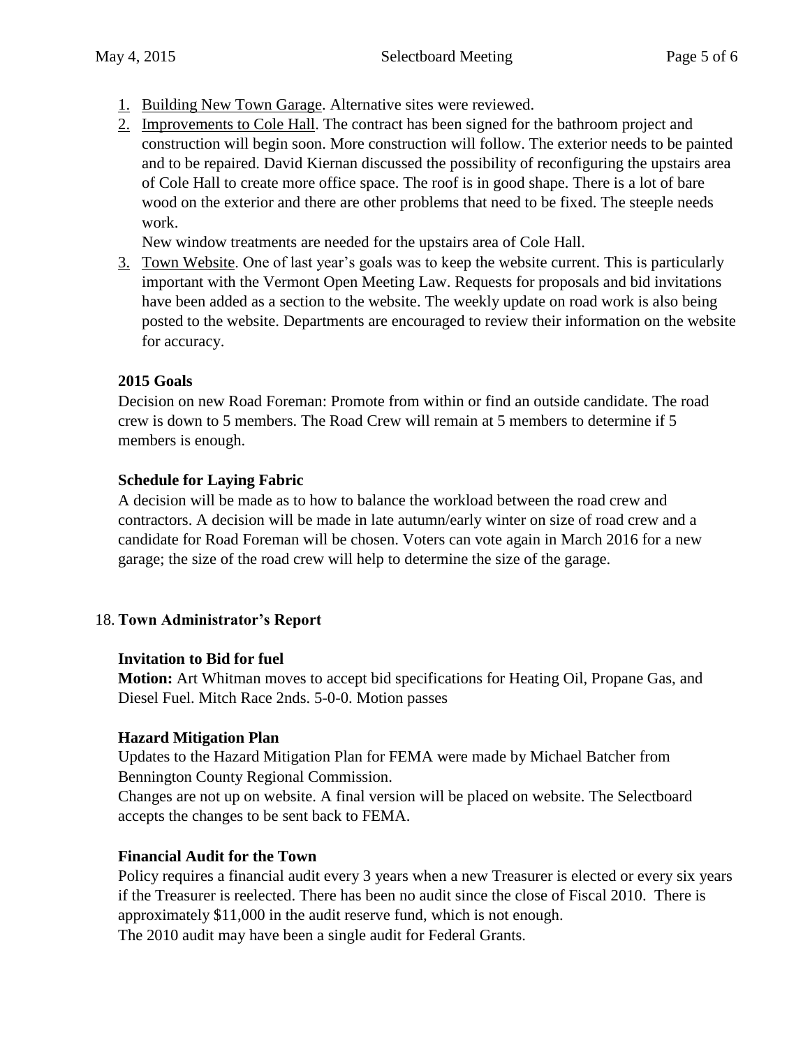1. Building New Town Garage. Alternative sites were reviewed.
2. Improvements to Cole Hall. The contract has been signed for the bathroom project and construction will begin soon. More construction will follow. The exterior needs to be painted and to be repaired. David Kiernan discussed the possibility of reconfiguring the upstairs area of Cole Hall to create more office space. The roof is in good shape. There is a lot of bare wood on the exterior and there are other problems that need to be fixed. The steeple needs work.

   New window treatments are needed for the upstairs area of Cole Hall.
3. Town Website. One of last year's goals was to keep the website current. This is particularly important with the Vermont Open Meeting Law. Requests for proposals and bid invitations have been added as a section to the website. The weekly update on road work is also being posted to the website. Departments are encouraged to review their information on the website for accuracy.

**2015 Goals**

Decision on new Road Foreman: Promote from within or find an outside candidate. The road crew is down to 5 members. The Road Crew will remain at 5 members to determine if 5 members is enough.

**Schedule for Laying Fabric**

A decision will be made as to how to balance the workload between the road crew and contractors. A decision will be made in late autumn/early winter on size of road crew and a candidate for Road Foreman will be chosen. Voters can vote again in March 2016 for a new garage; the size of the road crew will help to determine the size of the garage.

18. **Town Administrator's Report**

**Invitation to Bid for fuel**

**Motion:** Art Whitman moves to accept bid specifications for Heating Oil, Propane Gas, and Diesel Fuel. Mitch Race 2nds. 5-0-0. Motion passes

**Hazard Mitigation Plan**

Updates to the Hazard Mitigation Plan for FEMA were made by Michael Batcher from Bennington County Regional Commission.

Changes are not up on website. A final version will be placed on website. The Selectboard accepts the changes to be sent back to FEMA.

**Financial Audit for the Town**

Policy requires a financial audit every 3 years when a new Treasurer is elected or every six years if the Treasurer is reelected. There has been no audit since the close of Fiscal 2010. There is approximately $11,000 in the audit reserve fund, which is not enough.

The 2010 audit may have been a single audit for Federal Grants.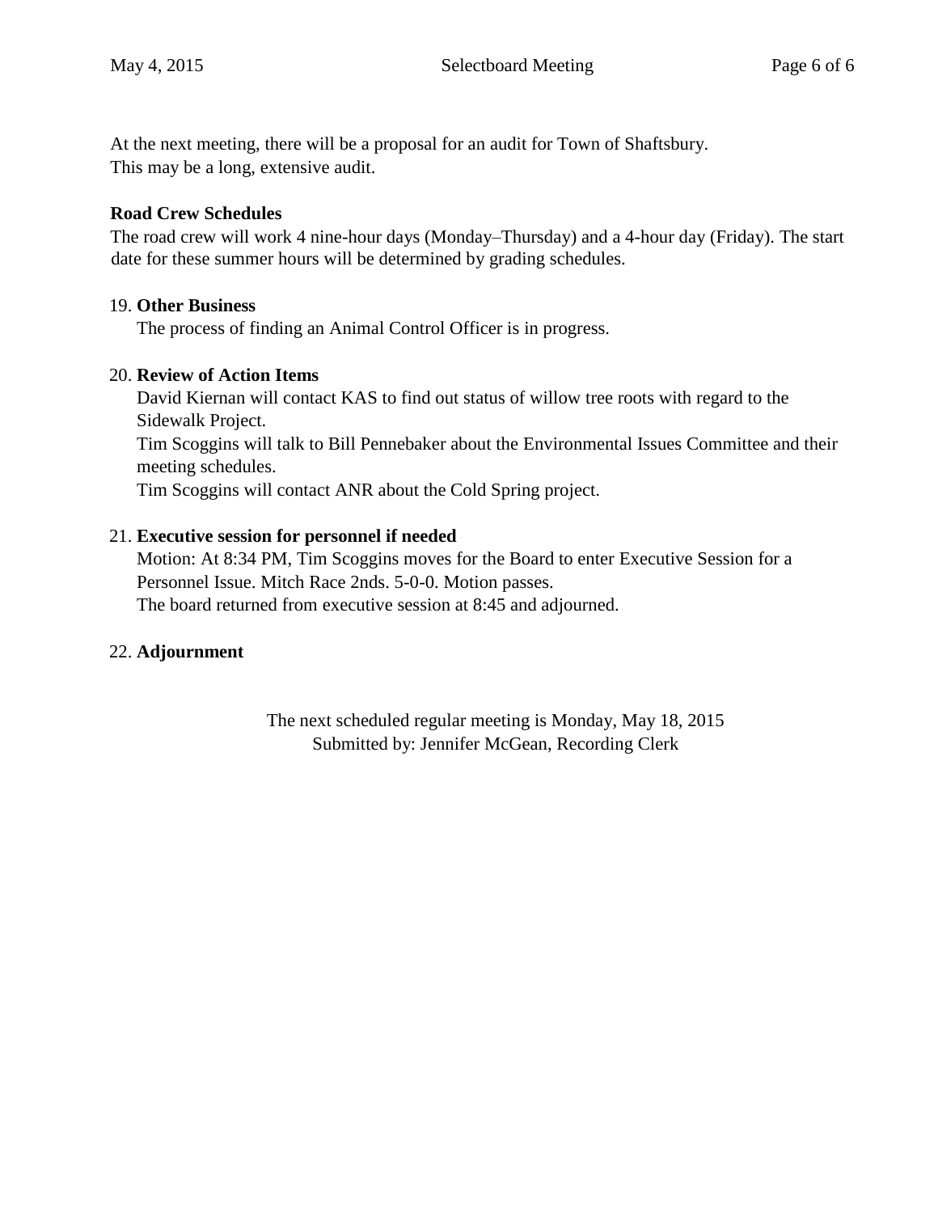At the next meeting, there will be a proposal for an audit for Town of Shaftsbury.
This may be a long, extensive audit.

**Road Crew Schedules**

The road crew will work 4 nine-hour days (Monday–Thursday) and a 4-hour day (Friday). The start date for these summer hours will be determined by grading schedules.

19. **Other Business**

    The process of finding an Animal Control Officer is in progress.

20. **Review of Action Items**

    David Kiernan will contact KAS to find out status of willow tree roots with regard to the Sidewalk Project.

    Tim Scoggins will talk to Bill Pennebaker about the Environmental Issues Committee and their meeting schedules.

    Tim Scoggins will contact ANR about the Cold Spring project.

21. **Executive session for personnel if needed**

    Motion: At 8:34 PM, Tim Scoggins moves for the Board to enter Executive Session for a Personnel Issue. Mitch Race 2nds. 5-0-0. Motion passes.

    The board returned from executive session at 8:45 and adjourned.

22. **Adjournment**

The next scheduled regular meeting is Monday, May 18, 2015
Submitted by: Jennifer McGean, Recording Clerk